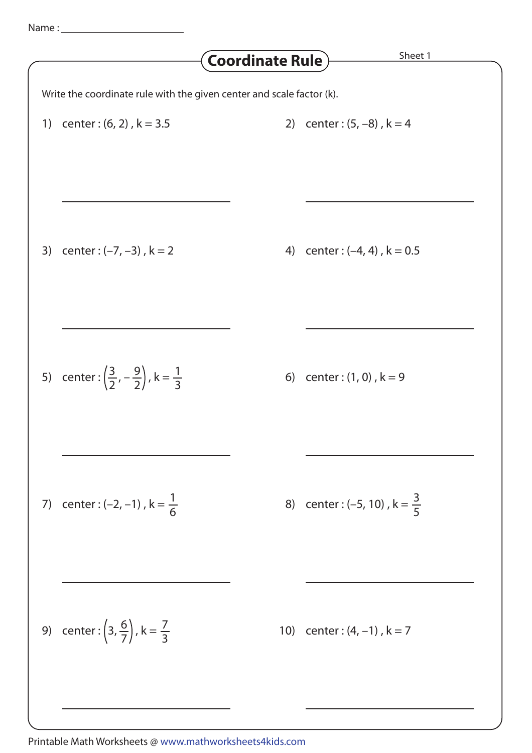Name : ________________________

# Coordinate Rule

Sheet 1

Write the coordinate rule with the given center and scale factor (k).

1) center : (6, 2) , k = 3.5

_______________________________

2) center : (5, –8) , k = 4

_______________________________

3) center : (–7, –3) , k = 2

_______________________________

4) center : (–4, 4) , k = 0.5

_______________________________

5) center : $\left(\frac{3}{2}, -\frac{9}{2}\right)$, k = $\frac{1}{3}$

_______________________________

6) center : (1, 0) , k = 9

_______________________________

7) center : (–2, –1) , k = $\frac{1}{6}$

_______________________________

8) center : (–5, 10) , k = $\frac{3}{5}$

_______________________________

9) center : $\left(3, \frac{6}{7}\right)$, k = $\frac{7}{3}$

_______________________________

10) center : (4, –1) , k = 7

_______________________________

Printable Math Worksheets @ www.mathworksheets4kids.com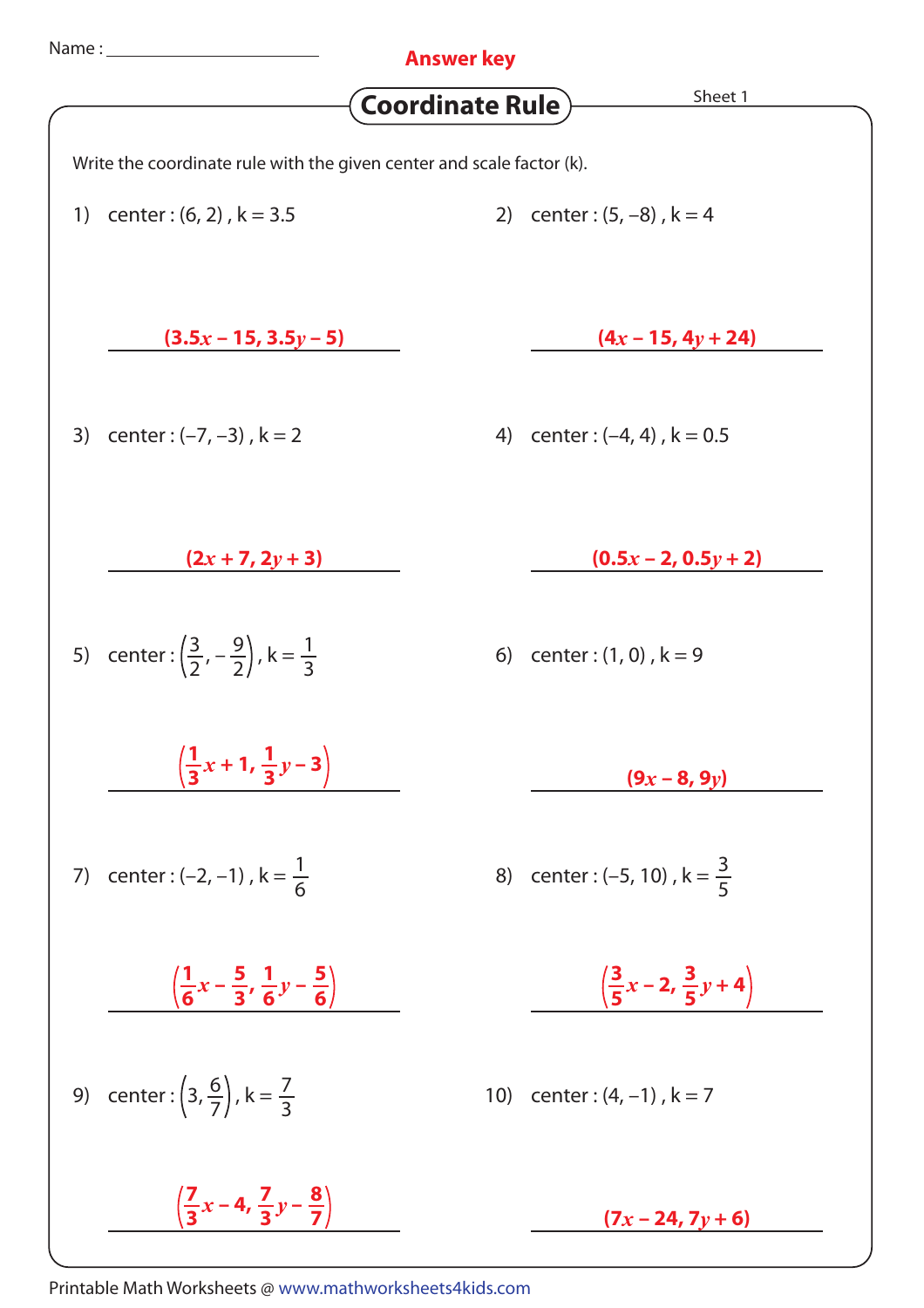Name : ____________________

**Answer key**

# Coordinate Rule

Sheet 1

Write the coordinate rule with the given center and scale factor (k).

1) center : (6, 2) , k = 3.5

**$(3.5x - 15, 3.5y - 5)$**

2) center : (5, –8) , k = 4

**$(4x - 15, 4y + 24)$**

3) center : (–7, –3) , k = 2

**$(2x + 7, 2y + 3)$**

4) center : (–4, 4) , k = 0.5

**$(0.5x - 2, 0.5y + 2)$**

5) center : $\left(\frac{3}{2}, -\frac{9}{2}\right)$ , k = $\frac{1}{3}$

**$\left(\frac{1}{3}x + 1, \frac{1}{3}y - 3\right)$**

6) center : (1, 0) , k = 9

**$(9x - 8, 9y)$**

7) center : (–2, –1) , k = $\frac{1}{6}$

**$\left(\frac{1}{6}x - \frac{5}{3}, \frac{1}{6}y - \frac{5}{6}\right)$**

8) center : (–5, 10) , k = $\frac{3}{5}$

**$\left(\frac{3}{5}x - 2, \frac{3}{5}y + 4\right)$**

9) center : $\left(3, \frac{6}{7}\right)$ , k = $\frac{7}{3}$

**$\left(\frac{7}{3}x - 4, \frac{7}{3}y - \frac{8}{7}\right)$**

10) center : (4, –1) , k = 7

**$(7x - 24, 7y + 6)$**

Printable Math Worksheets @ www.mathworksheets4kids.com